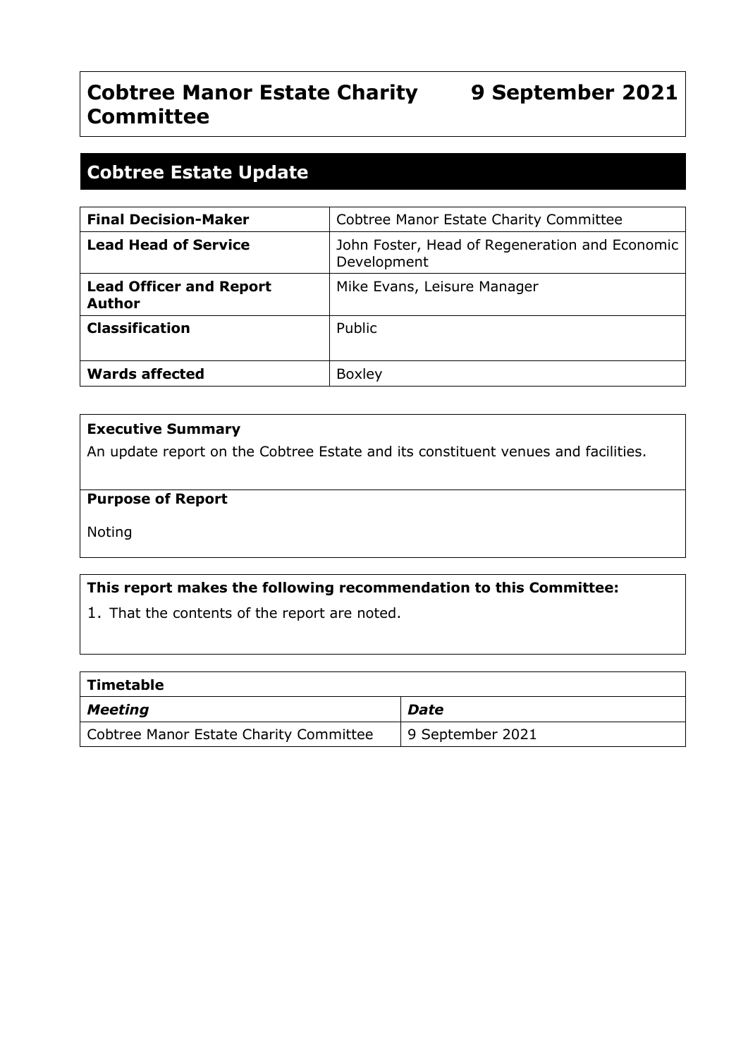# Cobtree Manor Estate Charity Committee — 9 September 2021

## Cobtree Estate Update

| **Final Decision-Maker** | Cobtree Manor Estate Charity Committee |
|---|---|
| **Lead Head of Service** | John Foster, Head of Regeneration and Economic Development |
| **Lead Officer and Report Author** | Mike Evans, Leisure Manager |
| **Classification** | Public |
| **Wards affected** | Boxley |

**Executive Summary**

An update report on the Cobtree Estate and its constituent venues and facilities.

**Purpose of Report**

Noting

**This report makes the following recommendation to this Committee:**

1. That the contents of the report are noted.

| **Timetable** | |
|---|---|
| ***Meeting*** | ***Date*** |
| Cobtree Manor Estate Charity Committee | 9 September 2021 |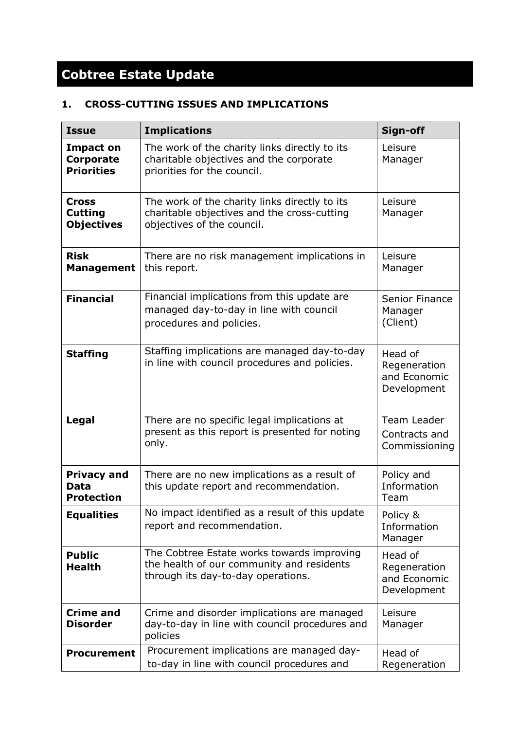# Cobtree Estate Update

## 1. CROSS-CUTTING ISSUES AND IMPLICATIONS

| Issue | Implications | Sign-off |
|---|---|---|
| **Impact on Corporate Priorities** | The work of the charity links directly to its charitable objectives and the corporate priorities for the council. | Leisure Manager |
| **Cross Cutting Objectives** | The work of the charity links directly to its charitable objectives and the cross-cutting objectives of the council. | Leisure Manager |
| **Risk Management** | There are no risk management implications in this report. | Leisure Manager |
| **Financial** | Financial implications from this update are managed day-to-day in line with council procedures and policies. | Senior Finance Manager (Client) |
| **Staffing** | Staffing implications are managed day-to-day in line with council procedures and policies. | Head of Regeneration and Economic Development |
| **Legal** | There are no specific legal implications at present as this report is presented for noting only. | Team Leader Contracts and Commissioning |
| **Privacy and Data Protection** | There are no new implications as a result of this update report and recommendation. | Policy and Information Team |
| **Equalities** | No impact identified as a result of this update report and recommendation. | Policy & Information Manager |
| **Public Health** | The Cobtree Estate works towards improving the health of our community and residents through its day-to-day operations. | Head of Regeneration and Economic Development |
| **Crime and Disorder** | Crime and disorder implications are managed day-to-day in line with council procedures and policies | Leisure Manager |
| **Procurement** | Procurement implications are managed day-to-day in line with council procedures and | Head of Regeneration |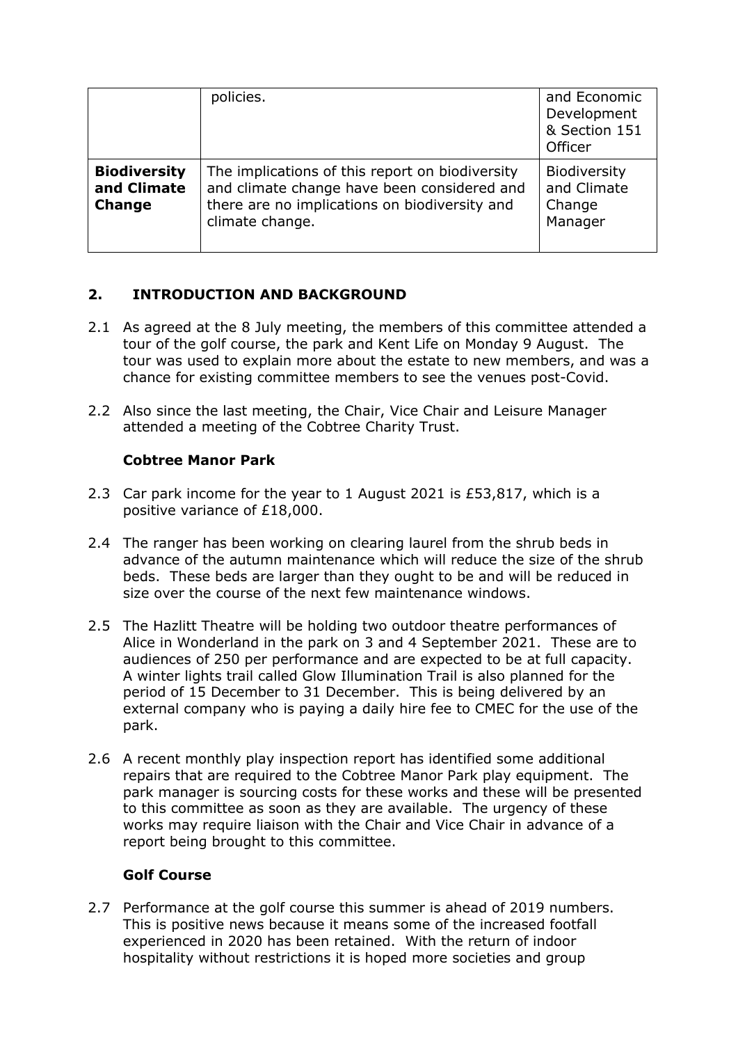|  | policies. | and Economic Development & Section 151 Officer |
|---|---|---|
| **Biodiversity and Climate Change** | The implications of this report on biodiversity and climate change have been considered and there are no implications on biodiversity and climate change. | Biodiversity and Climate Change Manager |

## 2. INTRODUCTION AND BACKGROUND

2.1 As agreed at the 8 July meeting, the members of this committee attended a tour of the golf course, the park and Kent Life on Monday 9 August. The tour was used to explain more about the estate to new members, and was a chance for existing committee members to see the venues post-Covid.

2.2 Also since the last meeting, the Chair, Vice Chair and Leisure Manager attended a meeting of the Cobtree Charity Trust.

### Cobtree Manor Park

2.3 Car park income for the year to 1 August 2021 is £53,817, which is a positive variance of £18,000.

2.4 The ranger has been working on clearing laurel from the shrub beds in advance of the autumn maintenance which will reduce the size of the shrub beds. These beds are larger than they ought to be and will be reduced in size over the course of the next few maintenance windows.

2.5 The Hazlitt Theatre will be holding two outdoor theatre performances of Alice in Wonderland in the park on 3 and 4 September 2021. These are to audiences of 250 per performance and are expected to be at full capacity. A winter lights trail called Glow Illumination Trail is also planned for the period of 15 December to 31 December. This is being delivered by an external company who is paying a daily hire fee to CMEC for the use of the park.

2.6 A recent monthly play inspection report has identified some additional repairs that are required to the Cobtree Manor Park play equipment. The park manager is sourcing costs for these works and these will be presented to this committee as soon as they are available. The urgency of these works may require liaison with the Chair and Vice Chair in advance of a report being brought to this committee.

### Golf Course

2.7 Performance at the golf course this summer is ahead of 2019 numbers. This is positive news because it means some of the increased footfall experienced in 2020 has been retained. With the return of indoor hospitality without restrictions it is hoped more societies and group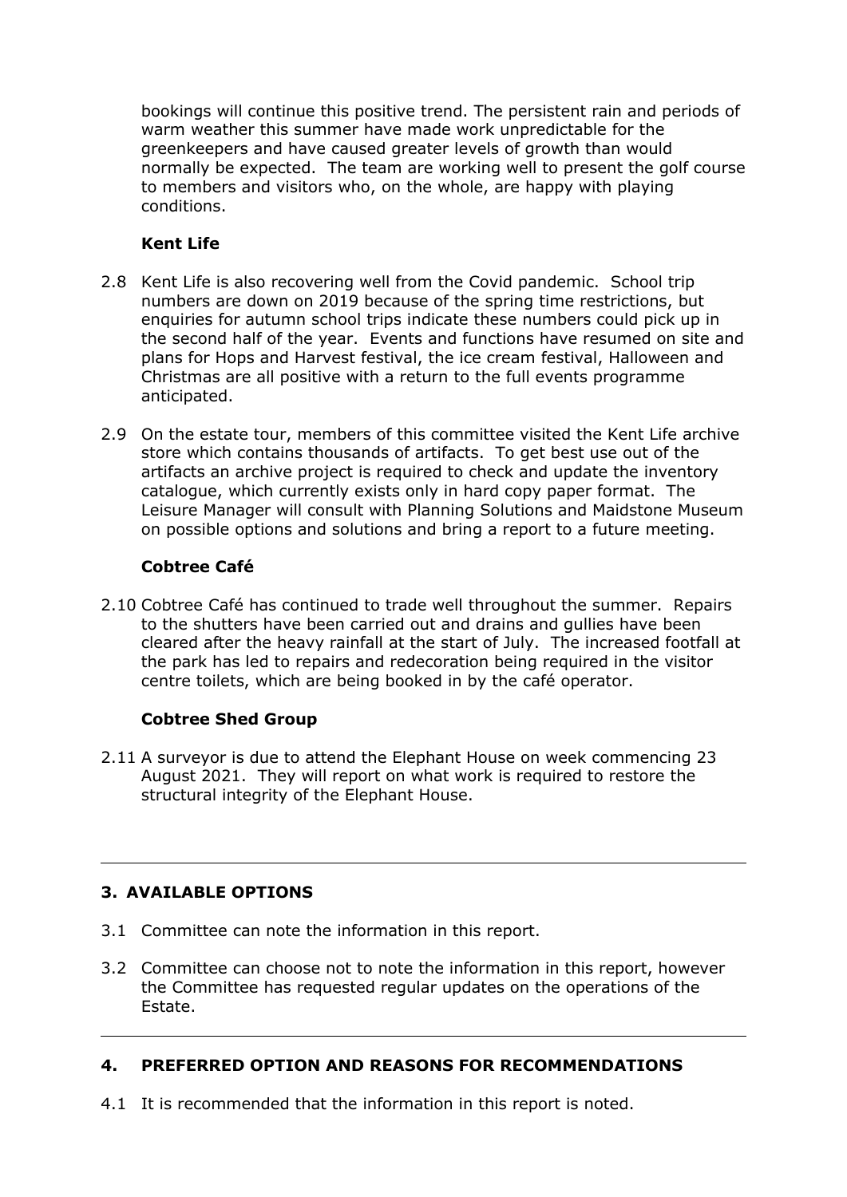bookings will continue this positive trend. The persistent rain and periods of warm weather this summer have made work unpredictable for the greenkeepers and have caused greater levels of growth than would normally be expected. The team are working well to present the golf course to members and visitors who, on the whole, are happy with playing conditions.

**Kent Life**

2.8 Kent Life is also recovering well from the Covid pandemic. School trip numbers are down on 2019 because of the spring time restrictions, but enquiries for autumn school trips indicate these numbers could pick up in the second half of the year. Events and functions have resumed on site and plans for Hops and Harvest festival, the ice cream festival, Halloween and Christmas are all positive with a return to the full events programme anticipated.

2.9 On the estate tour, members of this committee visited the Kent Life archive store which contains thousands of artifacts. To get best use out of the artifacts an archive project is required to check and update the inventory catalogue, which currently exists only in hard copy paper format. The Leisure Manager will consult with Planning Solutions and Maidstone Museum on possible options and solutions and bring a report to a future meeting.

**Cobtree Café**

2.10 Cobtree Café has continued to trade well throughout the summer. Repairs to the shutters have been carried out and drains and gullies have been cleared after the heavy rainfall at the start of July. The increased footfall at the park has led to repairs and redecoration being required in the visitor centre toilets, which are being booked in by the café operator.

**Cobtree Shed Group**

2.11 A surveyor is due to attend the Elephant House on week commencing 23 August 2021. They will report on what work is required to restore the structural integrity of the Elephant House.

---

## 3. AVAILABLE OPTIONS

3.1 Committee can note the information in this report.

3.2 Committee can choose not to note the information in this report, however the Committee has requested regular updates on the operations of the Estate.

---

## 4. PREFERRED OPTION AND REASONS FOR RECOMMENDATIONS

4.1 It is recommended that the information in this report is noted.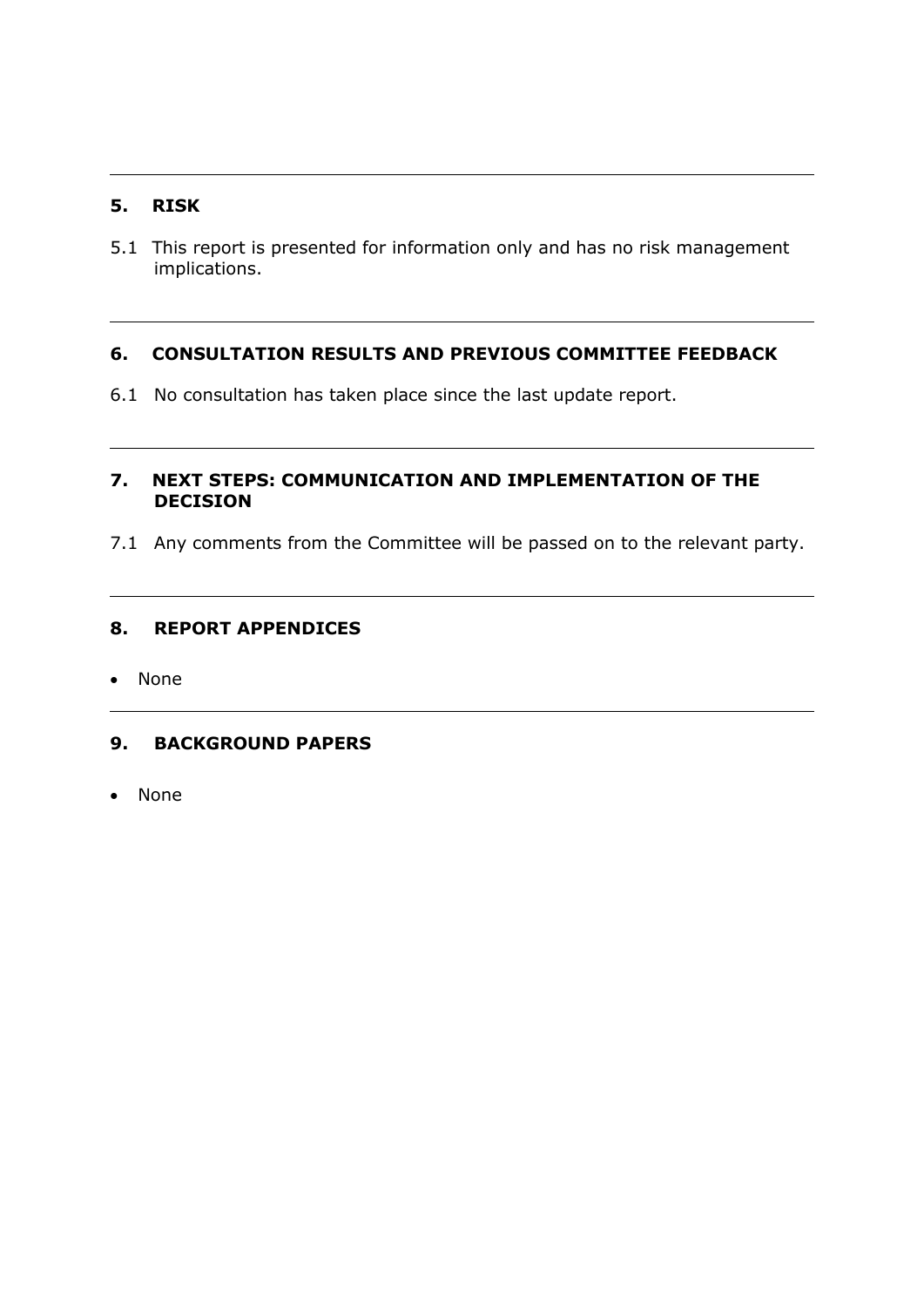## 5. RISK

5.1 This report is presented for information only and has no risk management implications.

## 6. CONSULTATION RESULTS AND PREVIOUS COMMITTEE FEEDBACK

6.1 No consultation has taken place since the last update report.

## 7. NEXT STEPS: COMMUNICATION AND IMPLEMENTATION OF THE DECISION

7.1 Any comments from the Committee will be passed on to the relevant party.

## 8. REPORT APPENDICES

- None

## 9. BACKGROUND PAPERS

- None